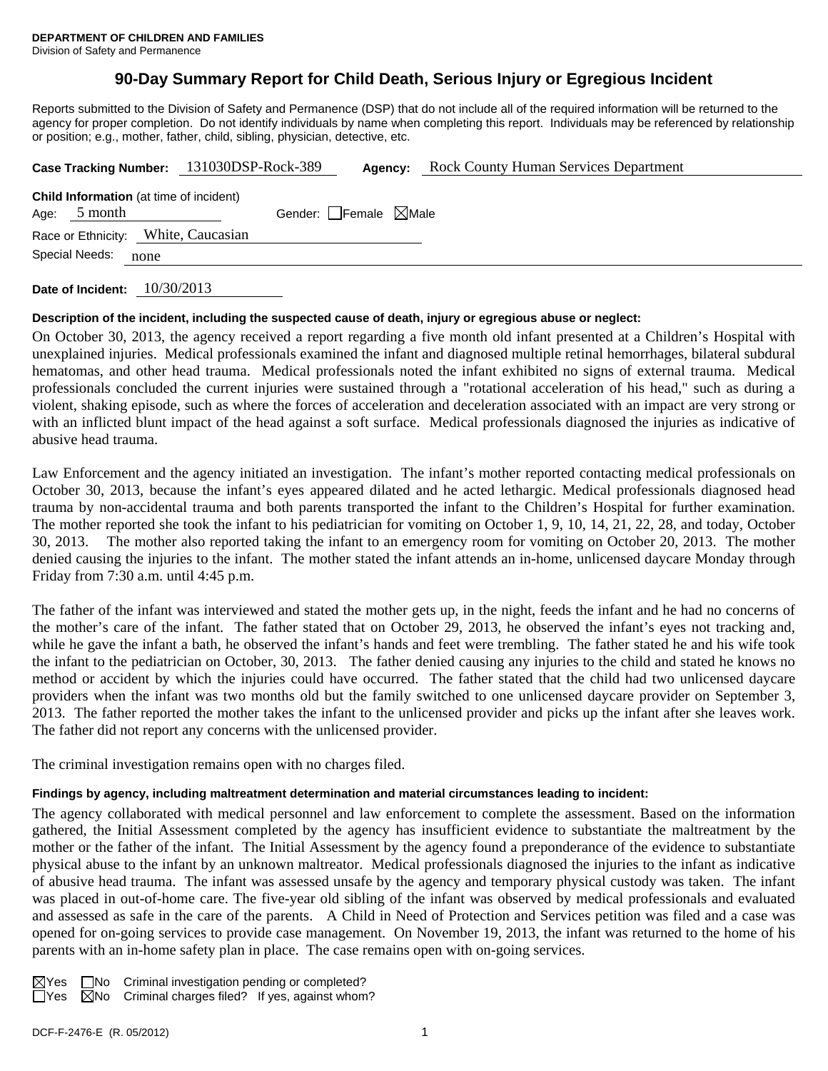**DEPARTMENT OF CHILDREN AND FAMILIES**
Division of Safety and Permanence

# 90-Day Summary Report for Child Death, Serious Injury or Egregious Incident

Reports submitted to the Division of Safety and Permanence (DSP) that do not include all of the required information will be returned to the agency for proper completion. Do not identify individuals by name when completing this report. Individuals may be referenced by relationship or position; e.g., mother, father, child, sibling, physician, detective, etc.

**Case Tracking Number:** 131030DSP-Rock-389 **Agency:** Rock County Human Services Department

**Child Information** (at time of incident)
Age: 5 month Gender: ☐Female ☒Male
Race or Ethnicity: White, Caucasian
Special Needs: none

**Date of Incident:** 10/30/2013

**Description of the incident, including the suspected cause of death, injury or egregious abuse or neglect:**

On October 30, 2013, the agency received a report regarding a five month old infant presented at a Children's Hospital with unexplained injuries. Medical professionals examined the infant and diagnosed multiple retinal hemorrhages, bilateral subdural hematomas, and other head trauma. Medical professionals noted the infant exhibited no signs of external trauma. Medical professionals concluded the current injuries were sustained through a "rotational acceleration of his head," such as during a violent, shaking episode, such as where the forces of acceleration and deceleration associated with an impact are very strong or with an inflicted blunt impact of the head against a soft surface. Medical professionals diagnosed the injuries as indicative of abusive head trauma.

Law Enforcement and the agency initiated an investigation. The infant's mother reported contacting medical professionals on October 30, 2013, because the infant's eyes appeared dilated and he acted lethargic. Medical professionals diagnosed head trauma by non-accidental trauma and both parents transported the infant to the Children's Hospital for further examination. The mother reported she took the infant to his pediatrician for vomiting on October 1, 9, 10, 14, 21, 22, 28, and today, October 30, 2013. The mother also reported taking the infant to an emergency room for vomiting on October 20, 2013. The mother denied causing the injuries to the infant. The mother stated the infant attends an in-home, unlicensed daycare Monday through Friday from 7:30 a.m. until 4:45 p.m.

The father of the infant was interviewed and stated the mother gets up, in the night, feeds the infant and he had no concerns of the mother's care of the infant. The father stated that on October 29, 2013, he observed the infant's eyes not tracking and, while he gave the infant a bath, he observed the infant's hands and feet were trembling. The father stated he and his wife took the infant to the pediatrician on October, 30, 2013. The father denied causing any injuries to the child and stated he knows no method or accident by which the injuries could have occurred. The father stated that the child had two unlicensed daycare providers when the infant was two months old but the family switched to one unlicensed daycare provider on September 3, 2013. The father reported the mother takes the infant to the unlicensed provider and picks up the infant after she leaves work. The father did not report any concerns with the unlicensed provider.

The criminal investigation remains open with no charges filed.

**Findings by agency, including maltreatment determination and material circumstances leading to incident:**

The agency collaborated with medical personnel and law enforcement to complete the assessment. Based on the information gathered, the Initial Assessment completed by the agency has insufficient evidence to substantiate the maltreatment by the mother or the father of the infant. The Initial Assessment by the agency found a preponderance of the evidence to substantiate physical abuse to the infant by an unknown maltreator. Medical professionals diagnosed the injuries to the infant as indicative of abusive head trauma. The infant was assessed unsafe by the agency and temporary physical custody was taken. The infant was placed in out-of-home care. The five-year old sibling of the infant was observed by medical professionals and evaluated and assessed as safe in the care of the parents. A Child in Need of Protection and Services petition was filed and a case was opened for on-going services to provide case management. On November 19, 2013, the infant was returned to the home of his parents with an in-home safety plan in place. The case remains open with on-going services.

☒Yes ☐No Criminal investigation pending or completed?
☐Yes ☒No Criminal charges filed? If yes, against whom?

DCF-F-2476-E (R. 05/2012)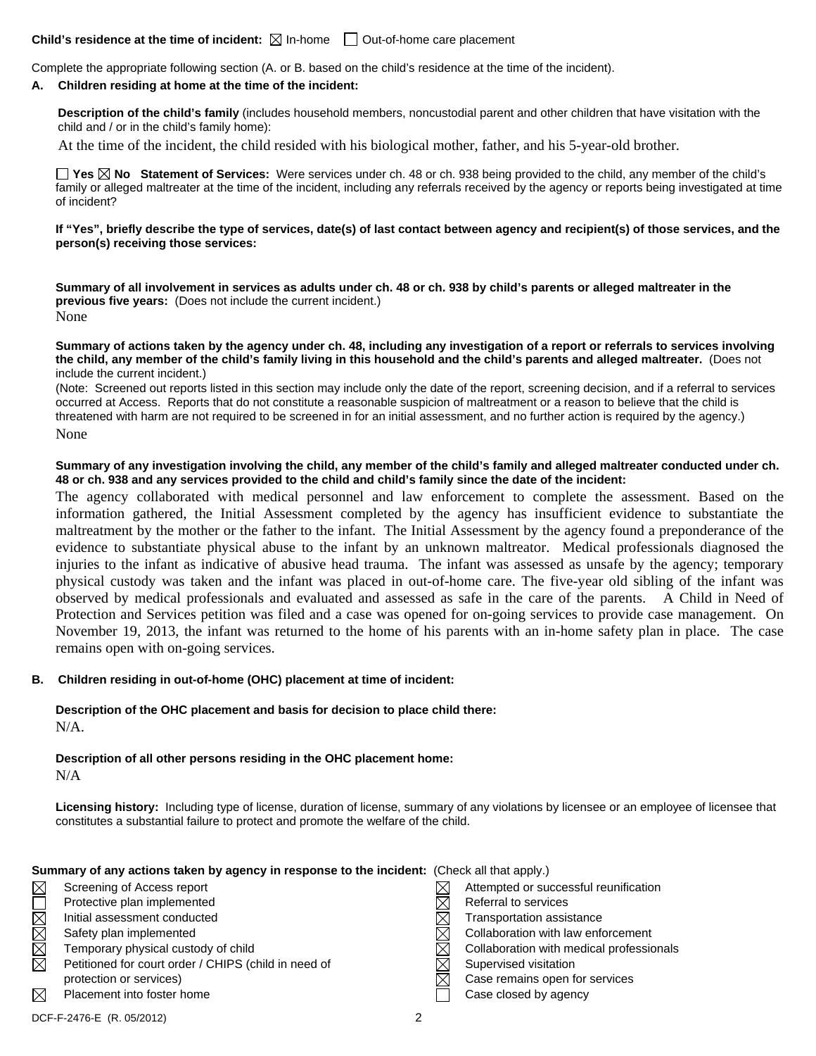**Child's residence at the time of incident:** ☒ In-home ☐ Out-of-home care placement

Complete the appropriate following section (A. or B. based on the child's residence at the time of the incident).

**A. Children residing at home at the time of the incident:**

**Description of the child's family** (includes household members, noncustodial parent and other children that have visitation with the child and / or in the child's family home):

At the time of the incident, the child resided with his biological mother, father, and his 5-year-old brother.

☐ **Yes** ☒ **No Statement of Services:** Were services under ch. 48 or ch. 938 being provided to the child, any member of the child's family or alleged maltreater at the time of the incident, including any referrals received by the agency or reports being investigated at time of incident?

**If "Yes", briefly describe the type of services, date(s) of last contact between agency and recipient(s) of those services, and the person(s) receiving those services:**

**Summary of all involvement in services as adults under ch. 48 or ch. 938 by child's parents or alleged maltreater in the previous five years:** (Does not include the current incident.)

None

**Summary of actions taken by the agency under ch. 48, including any investigation of a report or referrals to services involving the child, any member of the child's family living in this household and the child's parents and alleged maltreater.** (Does not include the current incident.)

(Note: Screened out reports listed in this section may include only the date of the report, screening decision, and if a referral to services occurred at Access. Reports that do not constitute a reasonable suspicion of maltreatment or a reason to believe that the child is threatened with harm are not required to be screened in for an initial assessment, and no further action is required by the agency.)

None

**Summary of any investigation involving the child, any member of the child's family and alleged maltreater conducted under ch. 48 or ch. 938 and any services provided to the child and child's family since the date of the incident:**

The agency collaborated with medical personnel and law enforcement to complete the assessment. Based on the information gathered, the Initial Assessment completed by the agency has insufficient evidence to substantiate the maltreatment by the mother or the father to the infant. The Initial Assessment by the agency found a preponderance of the evidence to substantiate physical abuse to the infant by an unknown maltreator. Medical professionals diagnosed the injuries to the infant as indicative of abusive head trauma. The infant was assessed as unsafe by the agency; temporary physical custody was taken and the infant was placed in out-of-home care. The five-year old sibling of the infant was observed by medical professionals and evaluated and assessed as safe in the care of the parents. A Child in Need of Protection and Services petition was filed and a case was opened for on-going services to provide case management. On November 19, 2013, the infant was returned to the home of his parents with an in-home safety plan in place. The case remains open with on-going services.

**B. Children residing in out-of-home (OHC) placement at time of incident:**

**Description of the OHC placement and basis for decision to place child there:**

N/A.

**Description of all other persons residing in the OHC placement home:**

N/A

**Licensing history:** Including type of license, duration of license, summary of any violations by licensee or an employee of licensee that constitutes a substantial failure to protect and promote the welfare of the child.

**Summary of any actions taken by agency in response to the incident:** (Check all that apply.)

☒ Screening of Access report
☐ Protective plan implemented
☒ Initial assessment conducted
☒ Safety plan implemented
☒ Temporary physical custody of child
☒ Petitioned for court order / CHIPS (child in need of protection or services)
☒ Placement into foster home
☒ Attempted or successful reunification
☒ Referral to services
☒ Transportation assistance
☒ Collaboration with law enforcement
☒ Collaboration with medical professionals
☒ Supervised visitation
☒ Case remains open for services
☐ Case closed by agency

DCF-F-2476-E (R. 05/2012)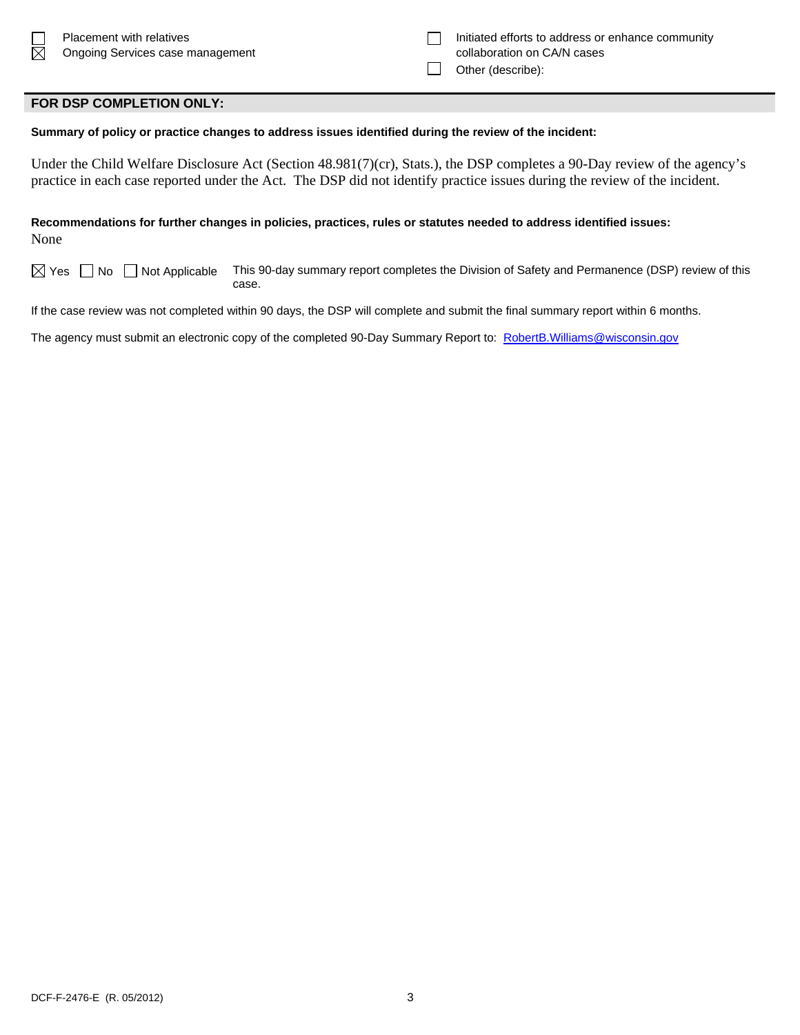- [ ] Placement with relatives
- [x] Ongoing Services case management
- [ ] Initiated efforts to address or enhance community collaboration on CA/N cases
- [ ] Other (describe):

## FOR DSP COMPLETION ONLY:

**Summary of policy or practice changes to address issues identified during the review of the incident:**

Under the Child Welfare Disclosure Act (Section 48.981(7)(cr), Stats.), the DSP completes a 90-Day review of the agency's practice in each case reported under the Act. The DSP did not identify practice issues during the review of the incident.

**Recommendations for further changes in policies, practices, rules or statutes needed to address identified issues:**
None

☒ Yes ☐ No ☐ Not Applicable — This 90-day summary report completes the Division of Safety and Permanence (DSP) review of this case.

If the case review was not completed within 90 days, the DSP will complete and submit the final summary report within 6 months.

The agency must submit an electronic copy of the completed 90-Day Summary Report to: RobertB.Williams@wisconsin.gov

DCF-F-2476-E (R. 05/2012)